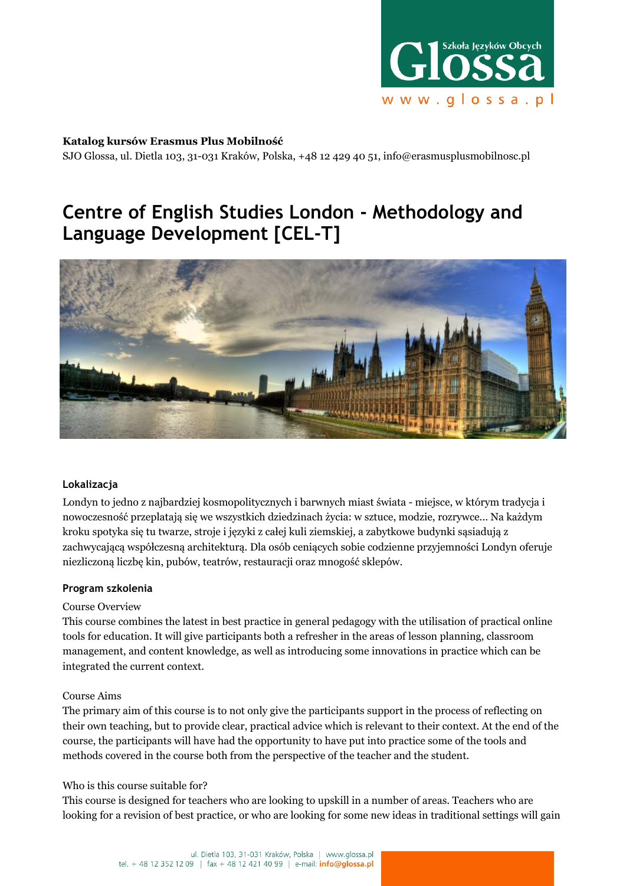**Katalog kursów Erasmus Plus Mobilność**
SJO Glossa, ul. Dietla 103, 31-031 Kraków, Polska, +48 12 429 40 51, info@erasmusplusmobilnosc.pl

# Centre of English Studies London - Methodology and Language Development [CEL-T]

### Lokalizacja

Londyn to jedno z najbardziej kosmopolitycznych i barwnych miast świata - miejsce, w którym tradycja i nowoczesność przeplatają się we wszystkich dziedzinach życia: w sztuce, modzie, rozrywce... Na każdym kroku spotyka się tu twarze, stroje i języki z całej kuli ziemskiej, a zabytkowe budynki sąsiadują z zachwycającą współczesną architekturą. Dla osób ceniących sobie codzienne przyjemności Londyn oferuje niezliczoną liczbę kin, pubów, teatrów, restauracji oraz mnogość sklepów.

### Program szkolenia

Course Overview
This course combines the latest in best practice in general pedagogy with the utilisation of practical online tools for education. It will give participants both a refresher in the areas of lesson planning, classroom management, and content knowledge, as well as introducing some innovations in practice which can be integrated the current context.

Course Aims
The primary aim of this course is to not only give the participants support in the process of reflecting on their own teaching, but to provide clear, practical advice which is relevant to their context. At the end of the course, the participants will have had the opportunity to have put into practice some of the tools and methods covered in the course both from the perspective of the teacher and the student.

Who is this course suitable for?
This course is designed for teachers who are looking to upskill in a number of areas. Teachers who are looking for a revision of best practice, or who are looking for some new ideas in traditional settings will gain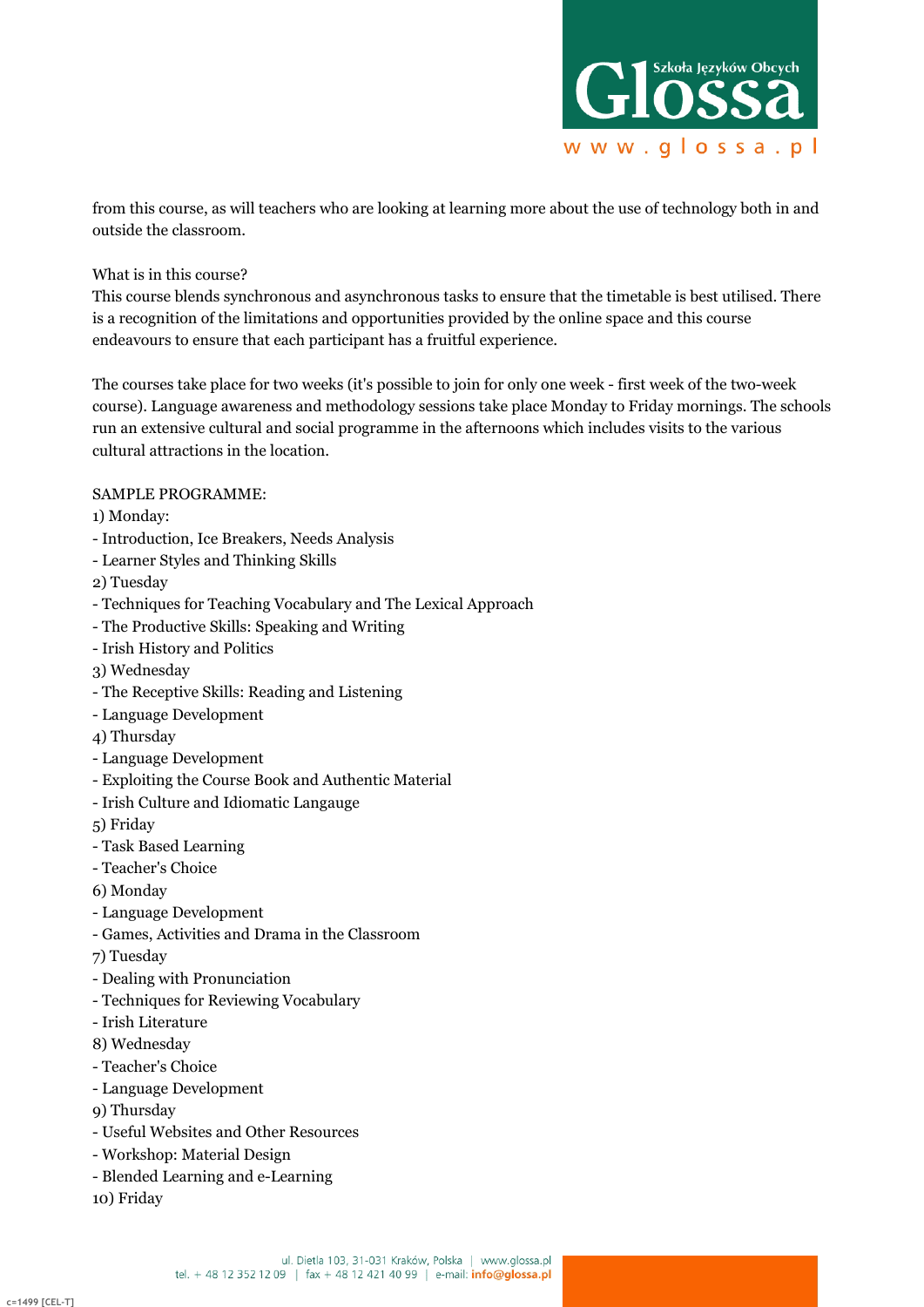from this course, as will teachers who are looking at learning more about the use of technology both in and outside the classroom.

What is in this course?

This course blends synchronous and asynchronous tasks to ensure that the timetable is best utilised. There is a recognition of the limitations and opportunities provided by the online space and this course endeavours to ensure that each participant has a fruitful experience.

The courses take place for two weeks (it's possible to join for only one week - first week of the two-week course). Language awareness and methodology sessions take place Monday to Friday mornings. The schools run an extensive cultural and social programme in the afternoons which includes visits to the various cultural attractions in the location.

SAMPLE PROGRAMME:

1) Monday:
- Introduction, Ice Breakers, Needs Analysis
- Learner Styles and Thinking Skills

2) Tuesday
- Techniques for Teaching Vocabulary and The Lexical Approach
- The Productive Skills: Speaking and Writing
- Irish History and Politics

3) Wednesday
- The Receptive Skills: Reading and Listening
- Language Development

4) Thursday
- Language Development
- Exploiting the Course Book and Authentic Material
- Irish Culture and Idiomatic Langauge

5) Friday
- Task Based Learning
- Teacher's Choice

6) Monday
- Language Development
- Games, Activities and Drama in the Classroom

7) Tuesday
- Dealing with Pronunciation
- Techniques for Reviewing Vocabulary
- Irish Literature

8) Wednesday
- Teacher's Choice
- Language Development

9) Thursday
- Useful Websites and Other Resources
- Workshop: Material Design
- Blended Learning and e-Learning

10) Friday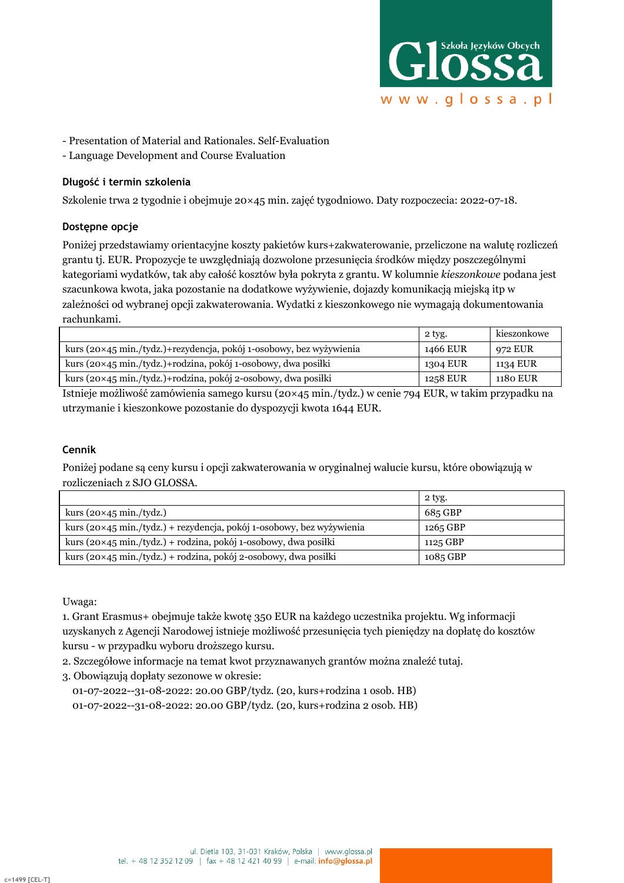- Presentation of Material and Rationales. Self-Evaluation
- Language Development and Course Evaluation

### Długość i termin szkolenia

Szkolenie trwa 2 tygodnie i obejmuje 20×45 min. zajęć tygodniowo. Daty rozpoczecia: 2022-07-18.

### Dostępne opcje

Poniżej przedstawiamy orientacyjne koszty pakietów kurs+zakwaterowanie, przeliczone na walutę rozliczeń grantu tj. EUR. Propozycje te uwzględniają dozwolone przesunięcia środków między poszczególnymi kategoriami wydatków, tak aby całość kosztów była pokryta z grantu. W kolumnie *kieszonkowe* podana jest szacunkowa kwota, jaka pozostanie na dodatkowe wyżywienie, dojazdy komunikacją miejską itp w zależności od wybranej opcji zakwaterowania. Wydatki z kieszonkowego nie wymagają dokumentowania rachunkami.

| | 2 tyg. | kieszonkowe |
|---|---|---|
| kurs (20×45 min./tydz.)+rezydencja, pokój 1-osobowy, bez wyżywienia | 1466 EUR | 972 EUR |
| kurs (20×45 min./tydz.)+rodzina, pokój 1-osobowy, dwa posiłki | 1304 EUR | 1134 EUR |
| kurs (20×45 min./tydz.)+rodzina, pokój 2-osobowy, dwa posiłki | 1258 EUR | 1180 EUR |

Istnieje możliwość zamówienia samego kursu (20×45 min./tydz.) w cenie 794 EUR, w takim przypadku na utrzymanie i kieszonkowe pozostanie do dyspozycji kwota 1644 EUR.

### Cennik

Poniżej podane są ceny kursu i opcji zakwaterowania w oryginalnej walucie kursu, które obowiązują w rozliczeniach z SJO GLOSSA.

| | 2 tyg. |
|---|---|
| kurs (20×45 min./tydz.) | 685 GBP |
| kurs (20×45 min./tydz.) + rezydencja, pokój 1-osobowy, bez wyżywienia | 1265 GBP |
| kurs (20×45 min./tydz.) + rodzina, pokój 1-osobowy, dwa posiłki | 1125 GBP |
| kurs (20×45 min./tydz.) + rodzina, pokój 2-osobowy, dwa posiłki | 1085 GBP |

Uwaga:

1. Grant Erasmus+ obejmuje także kwotę 350 EUR na każdego uczestnika projektu. Wg informacji uzyskanych z Agencji Narodowej istnieje możliwość przesunięcia tych pieniędzy na dopłatę do kosztów kursu - w przypadku wyboru droższego kursu.
2. Szczegółowe informacje na temat kwot przyznawanych grantów można znaleźć tutaj.
3. Obowiązują dopłaty sezonowe w okresie:
   01-07-2022--31-08-2022: 20.00 GBP/tydz. (20, kurs+rodzina 1 osob. HB)
   01-07-2022--31-08-2022: 20.00 GBP/tydz. (20, kurs+rodzina 2 osob. HB)